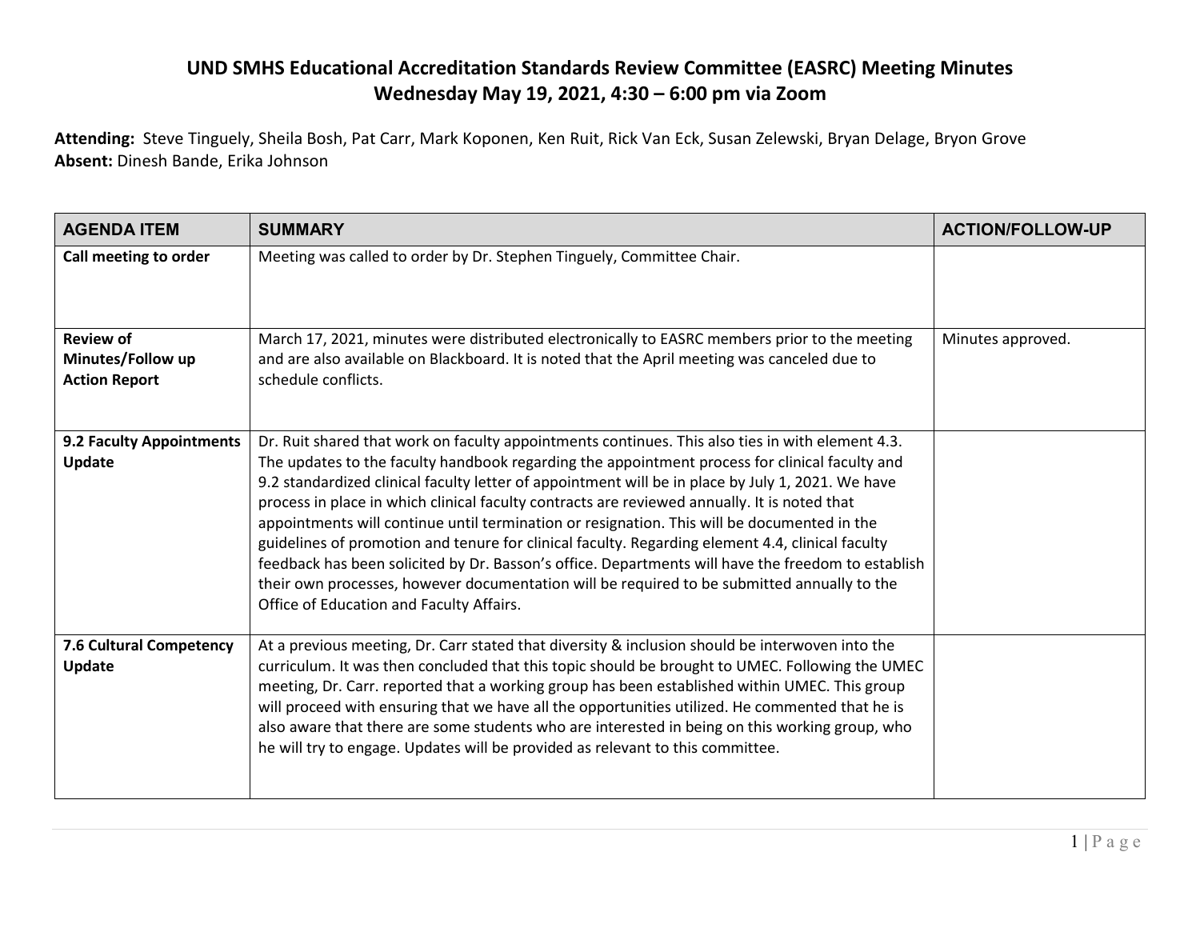# UND SMHS Educational Accreditation Standards Review Committee (EASRC) Meeting Minutes
## Wednesday May 19, 2021, 4:30 – 6:00 pm via Zoom

**Attending:** Steve Tinguely, Sheila Bosh, Pat Carr, Mark Koponen, Ken Ruit, Rick Van Eck, Susan Zelewski, Bryan Delage, Bryon Grove
**Absent:** Dinesh Bande, Erika Johnson

| AGENDA ITEM | SUMMARY | ACTION/FOLLOW-UP |
| --- | --- | --- |
| **Call meeting to order** | Meeting was called to order by Dr. Stephen Tinguely, Committee Chair. | |
| **Review of Minutes/Follow up Action Report** | March 17, 2021, minutes were distributed electronically to EASRC members prior to the meeting and are also available on Blackboard. It is noted that the April meeting was canceled due to schedule conflicts. | Minutes approved. |
| **9.2 Faculty Appointments Update** | Dr. Ruit shared that work on faculty appointments continues. This also ties in with element 4.3. The updates to the faculty handbook regarding the appointment process for clinical faculty and 9.2 standardized clinical faculty letter of appointment will be in place by July 1, 2021. We have process in place in which clinical faculty contracts are reviewed annually. It is noted that appointments will continue until termination or resignation. This will be documented in the guidelines of promotion and tenure for clinical faculty. Regarding element 4.4, clinical faculty feedback has been solicited by Dr. Basson's office. Departments will have the freedom to establish their own processes, however documentation will be required to be submitted annually to the Office of Education and Faculty Affairs. | |
| **7.6 Cultural Competency Update** | At a previous meeting, Dr. Carr stated that diversity & inclusion should be interwoven into the curriculum. It was then concluded that this topic should be brought to UMEC. Following the UMEC meeting, Dr. Carr. reported that a working group has been established within UMEC. This group will proceed with ensuring that we have all the opportunities utilized. He commented that he is also aware that there are some students who are interested in being on this working group, who he will try to engage. Updates will be provided as relevant to this committee. | |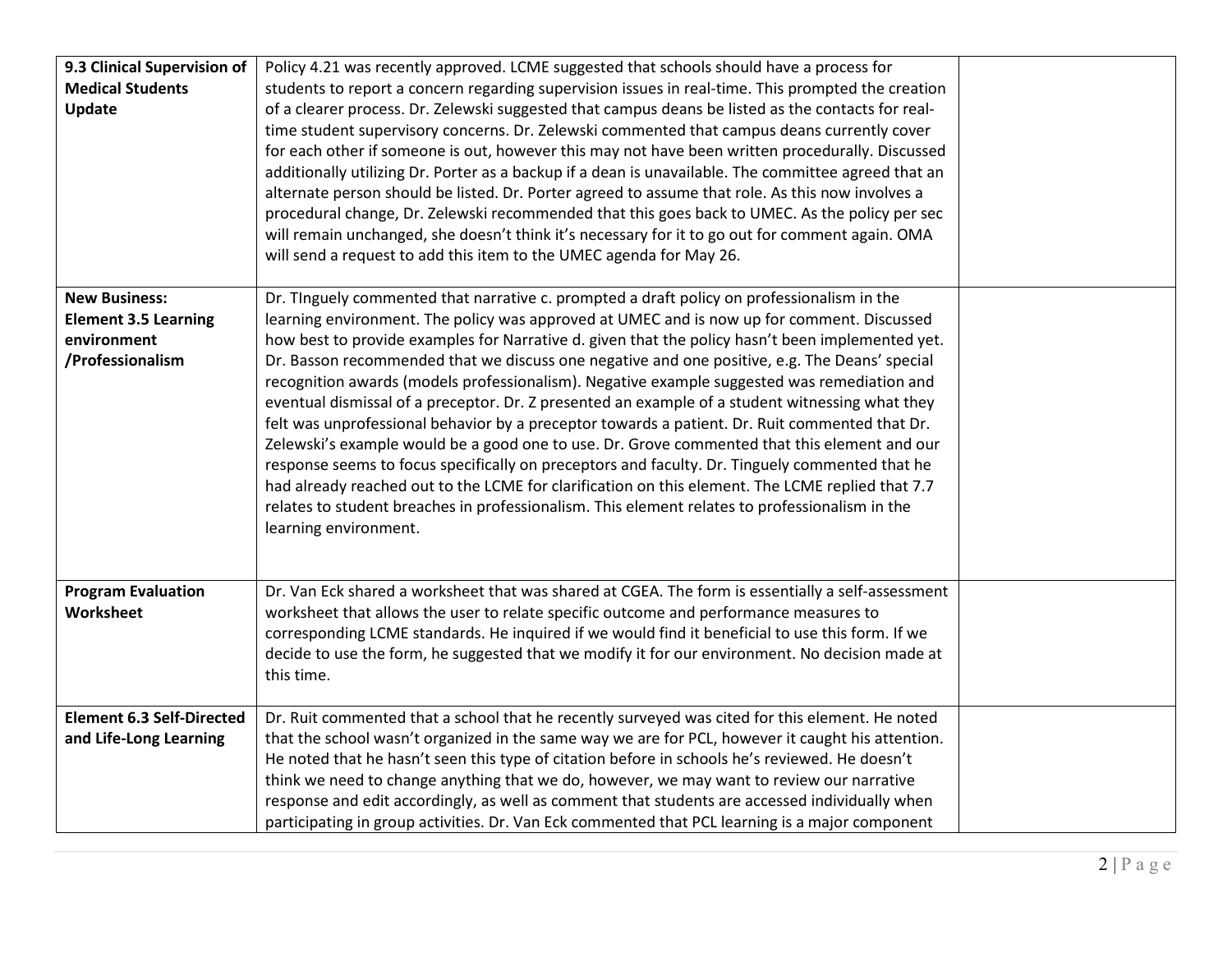| **9.3 Clinical Supervision of Medical Students Update** | Policy 4.21 was recently approved. LCME suggested that schools should have a process for students to report a concern regarding supervision issues in real-time. This prompted the creation of a clearer process. Dr. Zelewski suggested that campus deans be listed as the contacts for real-time student supervisory concerns. Dr. Zelewski commented that campus deans currently cover for each other if someone is out, however this may not have been written procedurally. Discussed additionally utilizing Dr. Porter as a backup if a dean is unavailable. The committee agreed that an alternate person should be listed. Dr. Porter agreed to assume that role. As this now involves a procedural change, Dr. Zelewski recommended that this goes back to UMEC. As the policy per sec will remain unchanged, she doesn't think it's necessary for it to go out for comment again. OMA will send a request to add this item to the UMEC agenda for May 26. | |
|---|---|---|
| **New Business: Element 3.5 Learning environment /Professionalism** | Dr. TInguely commented that narrative c. prompted a draft policy on professionalism in the learning environment. The policy was approved at UMEC and is now up for comment. Discussed how best to provide examples for Narrative d. given that the policy hasn't been implemented yet. Dr. Basson recommended that we discuss one negative and one positive, e.g. The Deans' special recognition awards (models professionalism). Negative example suggested was remediation and eventual dismissal of a preceptor. Dr. Z presented an example of a student witnessing what they felt was unprofessional behavior by a preceptor towards a patient. Dr. Ruit commented that Dr. Zelewski's example would be a good one to use. Dr. Grove commented that this element and our response seems to focus specifically on preceptors and faculty. Dr. Tinguely commented that he had already reached out to the LCME for clarification on this element. The LCME replied that 7.7 relates to student breaches in professionalism. This element relates to professionalism in the learning environment. | |
| **Program Evaluation Worksheet** | Dr. Van Eck shared a worksheet that was shared at CGEA. The form is essentially a self-assessment worksheet that allows the user to relate specific outcome and performance measures to corresponding LCME standards. He inquired if we would find it beneficial to use this form. If we decide to use the form, he suggested that we modify it for our environment. No decision made at this time. | |
| **Element 6.3 Self-Directed and Life-Long Learning** | Dr. Ruit commented that a school that he recently surveyed was cited for this element. He noted that the school wasn't organized in the same way we are for PCL, however it caught his attention. He noted that he hasn't seen this type of citation before in schools he's reviewed. He doesn't think we need to change anything that we do, however, we may want to review our narrative response and edit accordingly, as well as comment that students are accessed individually when participating in group activities. Dr. Van Eck commented that PCL learning is a major component | |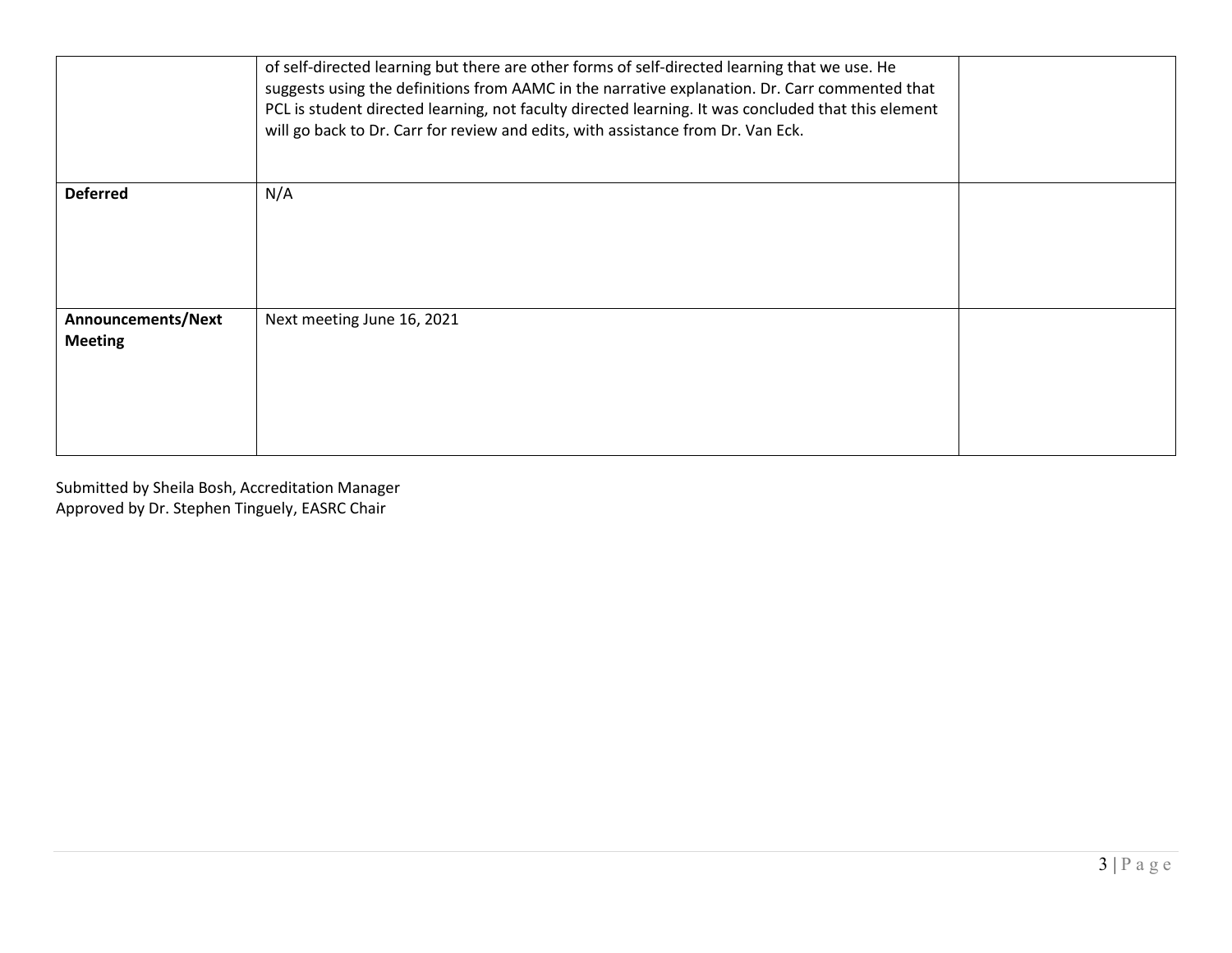| | | |
|---|---|---|
| | of self-directed learning but there are other forms of self-directed learning that we use. He suggests using the definitions from AAMC in the narrative explanation. Dr. Carr commented that PCL is student directed learning, not faculty directed learning. It was concluded that this element will go back to Dr. Carr for review and edits, with assistance from Dr. Van Eck. | |
| **Deferred** | N/A | |
| **Announcements/Next Meeting** | Next meeting June 16, 2021 | |

Submitted by Sheila Bosh, Accreditation Manager
Approved by Dr. Stephen Tinguely, EASRC Chair